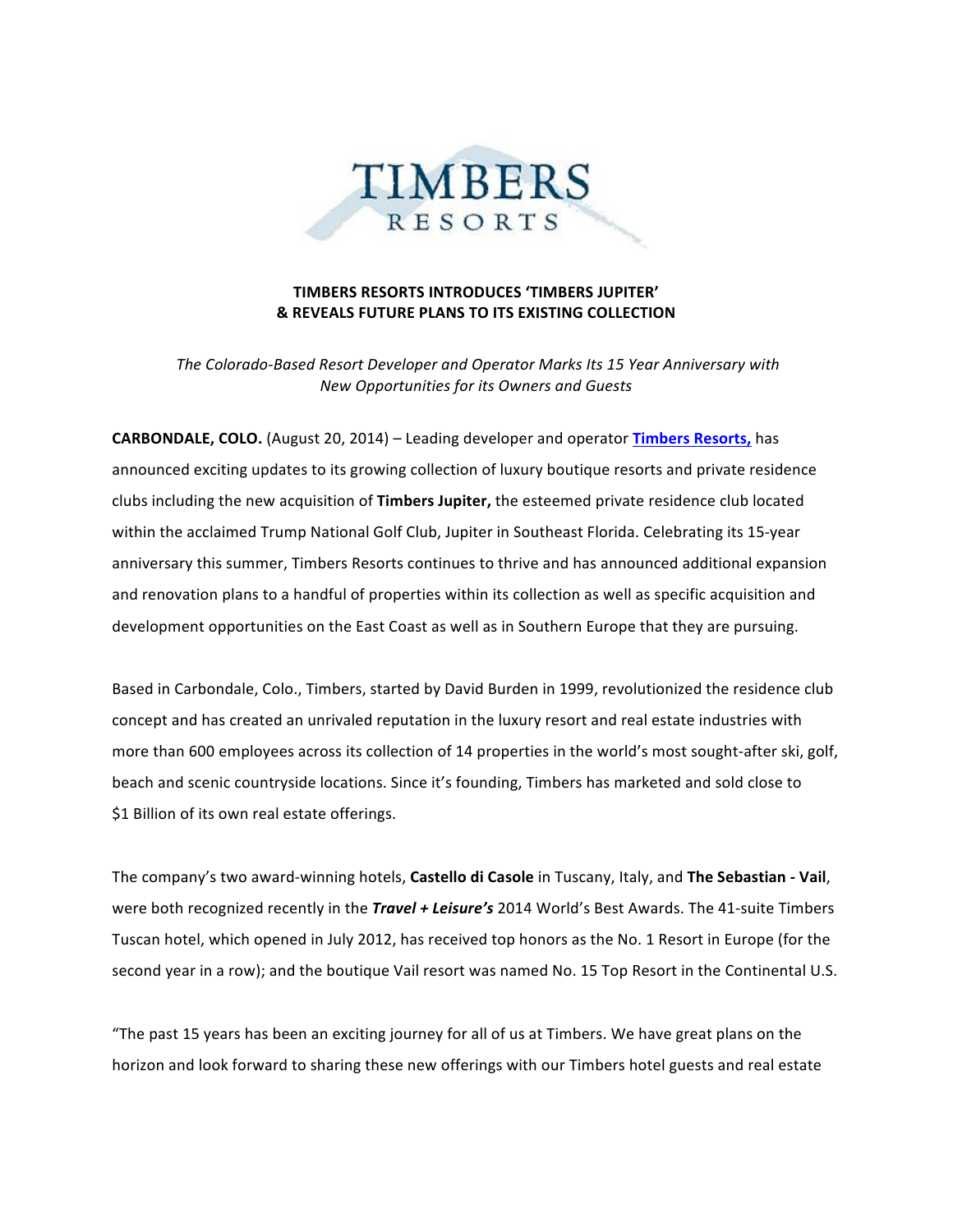TIMBERS
RESORTS

**TIMBERS RESORTS INTRODUCES 'TIMBERS JUPITER'**
**& REVEALS FUTURE PLANS TO ITS EXISTING COLLECTION**

*The Colorado-Based Resort Developer and Operator Marks Its 15 Year Anniversary with New Opportunities for its Owners and Guests*

**CARBONDALE, COLO.** (August 20, 2014) – Leading developer and operator **Timbers Resorts,** has announced exciting updates to its growing collection of luxury boutique resorts and private residence clubs including the new acquisition of **Timbers Jupiter,** the esteemed private residence club located within the acclaimed Trump National Golf Club, Jupiter in Southeast Florida. Celebrating its 15-year anniversary this summer, Timbers Resorts continues to thrive and has announced additional expansion and renovation plans to a handful of properties within its collection as well as specific acquisition and development opportunities on the East Coast as well as in Southern Europe that they are pursuing.

Based in Carbondale, Colo., Timbers, started by David Burden in 1999, revolutionized the residence club concept and has created an unrivaled reputation in the luxury resort and real estate industries with more than 600 employees across its collection of 14 properties in the world's most sought-after ski, golf, beach and scenic countryside locations. Since it's founding, Timbers has marketed and sold close to $1 Billion of its own real estate offerings.

The company's two award-winning hotels, **Castello di Casole** in Tuscany, Italy, and **The Sebastian - Vail**, were both recognized recently in the ***Travel + Leisure's*** 2014 World's Best Awards. The 41-suite Timbers Tuscan hotel, which opened in July 2012, has received top honors as the No. 1 Resort in Europe (for the second year in a row); and the boutique Vail resort was named No. 15 Top Resort in the Continental U.S.

"The past 15 years has been an exciting journey for all of us at Timbers. We have great plans on the horizon and look forward to sharing these new offerings with our Timbers hotel guests and real estate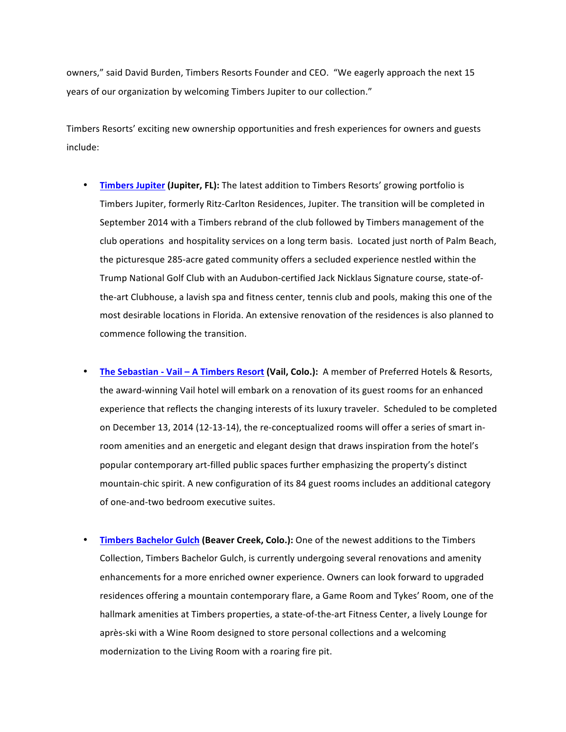owners," said David Burden, Timbers Resorts Founder and CEO. "We eagerly approach the next 15 years of our organization by welcoming Timbers Jupiter to our collection."

Timbers Resorts' exciting new ownership opportunities and fresh experiences for owners and guests include:

- **Timbers Jupiter (Jupiter, FL):** The latest addition to Timbers Resorts' growing portfolio is Timbers Jupiter, formerly Ritz-Carlton Residences, Jupiter. The transition will be completed in September 2014 with a Timbers rebrand of the club followed by Timbers management of the club operations and hospitality services on a long term basis. Located just north of Palm Beach, the picturesque 285-acre gated community offers a secluded experience nestled within the Trump National Golf Club with an Audubon-certified Jack Nicklaus Signature course, state-of-the-art Clubhouse, a lavish spa and fitness center, tennis club and pools, making this one of the most desirable locations in Florida. An extensive renovation of the residences is also planned to commence following the transition.

- **The Sebastian - Vail – A Timbers Resort (Vail, Colo.):** A member of Preferred Hotels & Resorts, the award-winning Vail hotel will embark on a renovation of its guest rooms for an enhanced experience that reflects the changing interests of its luxury traveler. Scheduled to be completed on December 13, 2014 (12-13-14), the re-conceptualized rooms will offer a series of smart in-room amenities and an energetic and elegant design that draws inspiration from the hotel's popular contemporary art-filled public spaces further emphasizing the property's distinct mountain-chic spirit. A new configuration of its 84 guest rooms includes an additional category of one-and-two bedroom executive suites.

- **Timbers Bachelor Gulch (Beaver Creek, Colo.):** One of the newest additions to the Timbers Collection, Timbers Bachelor Gulch, is currently undergoing several renovations and amenity enhancements for a more enriched owner experience. Owners can look forward to upgraded residences offering a mountain contemporary flare, a Game Room and Tykes' Room, one of the hallmark amenities at Timbers properties, a state-of-the-art Fitness Center, a lively Lounge for après-ski with a Wine Room designed to store personal collections and a welcoming modernization to the Living Room with a roaring fire pit.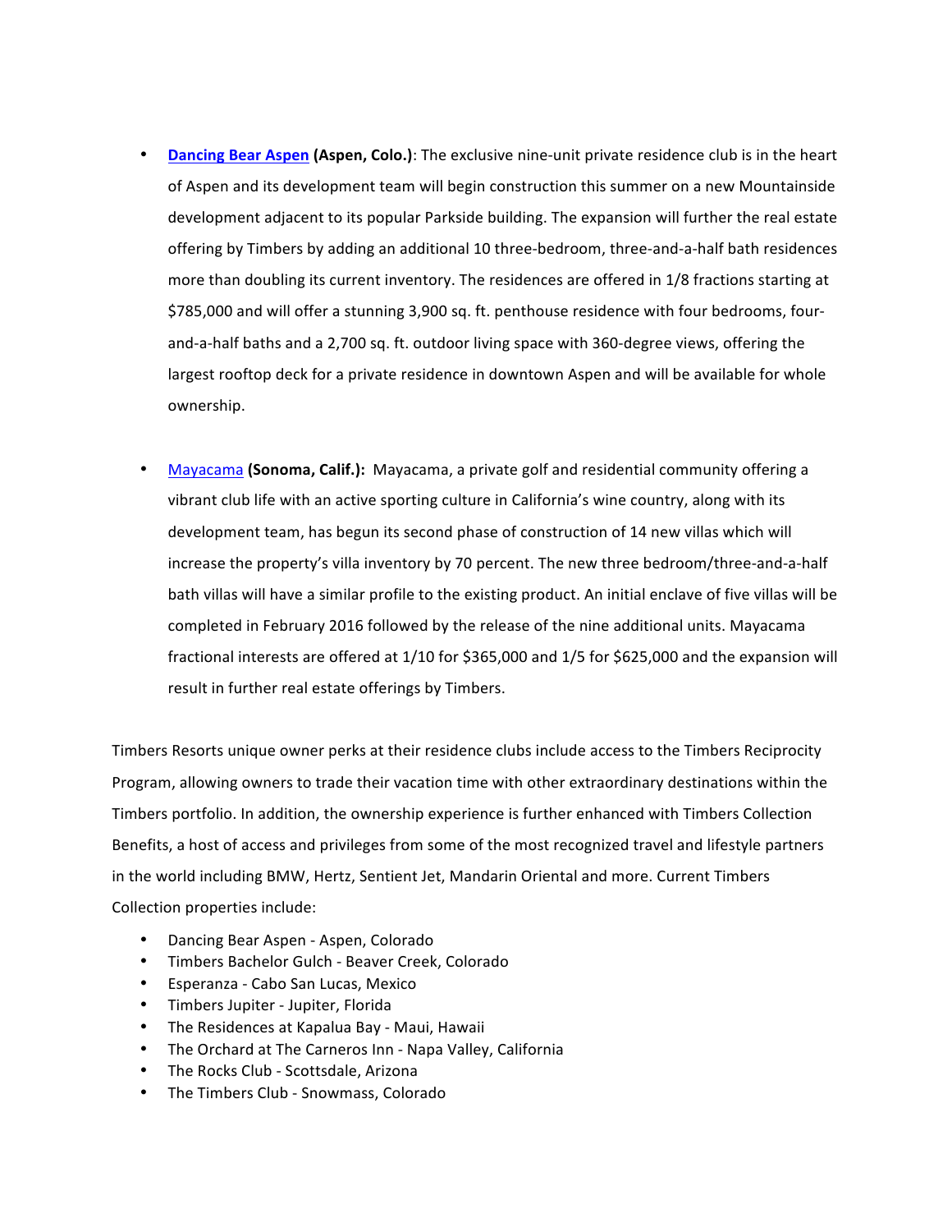- **Dancing Bear Aspen (Aspen, Colo.)**: The exclusive nine-unit private residence club is in the heart of Aspen and its development team will begin construction this summer on a new Mountainside development adjacent to its popular Parkside building. The expansion will further the real estate offering by Timbers by adding an additional 10 three-bedroom, three-and-a-half bath residences more than doubling its current inventory. The residences are offered in 1/8 fractions starting at $785,000 and will offer a stunning 3,900 sq. ft. penthouse residence with four bedrooms, four-and-a-half baths and a 2,700 sq. ft. outdoor living space with 360-degree views, offering the largest rooftop deck for a private residence in downtown Aspen and will be available for whole ownership.

- Mayacama **(Sonoma, Calif.):** Mayacama, a private golf and residential community offering a vibrant club life with an active sporting culture in California's wine country, along with its development team, has begun its second phase of construction of 14 new villas which will increase the property's villa inventory by 70 percent. The new three bedroom/three-and-a-half bath villas will have a similar profile to the existing product. An initial enclave of five villas will be completed in February 2016 followed by the release of the nine additional units. Mayacama fractional interests are offered at 1/10 for $365,000 and 1/5 for $625,000 and the expansion will result in further real estate offerings by Timbers.

Timbers Resorts unique owner perks at their residence clubs include access to the Timbers Reciprocity Program, allowing owners to trade their vacation time with other extraordinary destinations within the Timbers portfolio. In addition, the ownership experience is further enhanced with Timbers Collection Benefits, a host of access and privileges from some of the most recognized travel and lifestyle partners in the world including BMW, Hertz, Sentient Jet, Mandarin Oriental and more. Current Timbers Collection properties include:

- Dancing Bear Aspen - Aspen, Colorado
- Timbers Bachelor Gulch - Beaver Creek, Colorado
- Esperanza - Cabo San Lucas, Mexico
- Timbers Jupiter - Jupiter, Florida
- The Residences at Kapalua Bay - Maui, Hawaii
- The Orchard at The Carneros Inn - Napa Valley, California
- The Rocks Club - Scottsdale, Arizona
- The Timbers Club - Snowmass, Colorado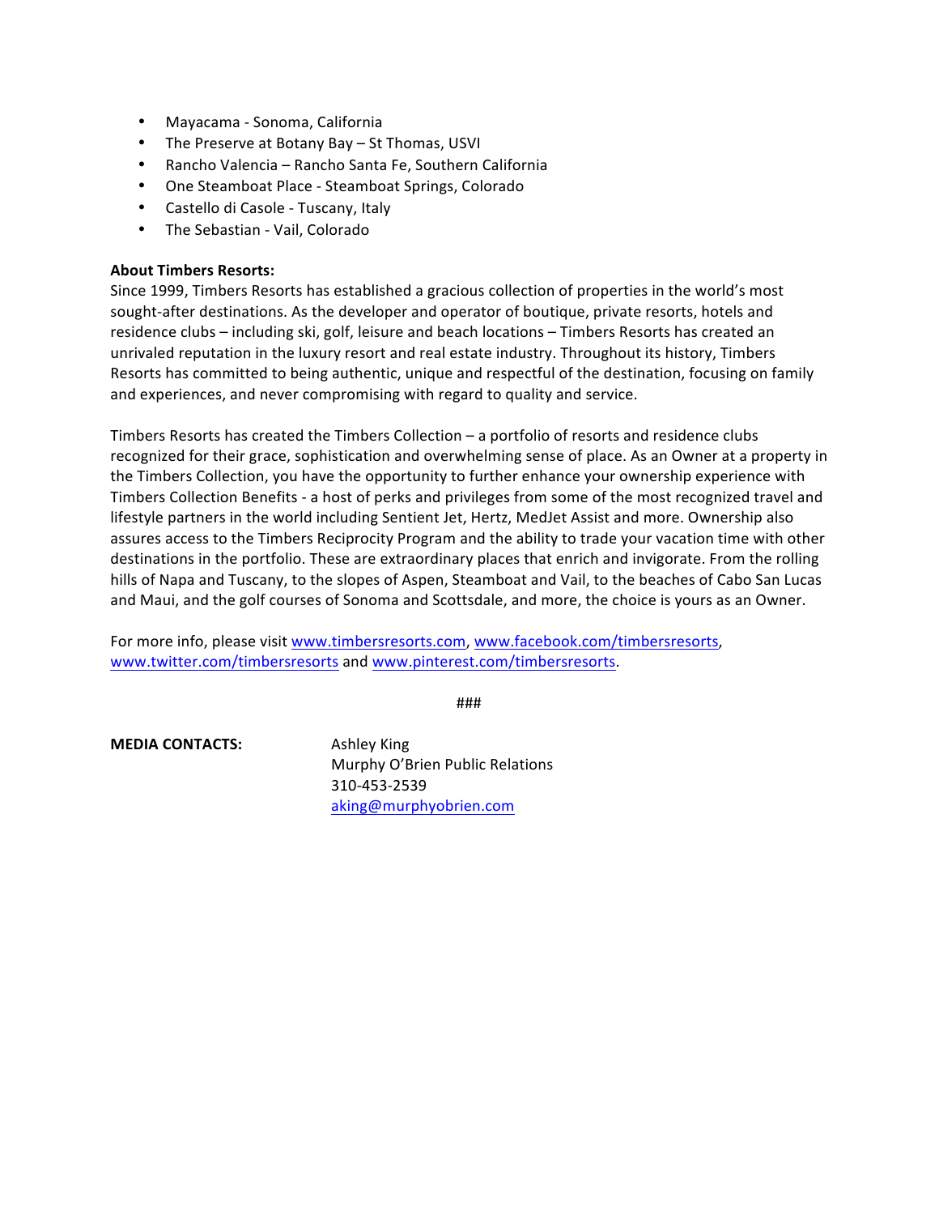- Mayacama - Sonoma, California
- The Preserve at Botany Bay – St Thomas, USVI
- Rancho Valencia – Rancho Santa Fe, Southern California
- One Steamboat Place - Steamboat Springs, Colorado
- Castello di Casole - Tuscany, Italy
- The Sebastian - Vail, Colorado

**About Timbers Resorts:**
Since 1999, Timbers Resorts has established a gracious collection of properties in the world's most sought-after destinations. As the developer and operator of boutique, private resorts, hotels and residence clubs – including ski, golf, leisure and beach locations – Timbers Resorts has created an unrivaled reputation in the luxury resort and real estate industry. Throughout its history, Timbers Resorts has committed to being authentic, unique and respectful of the destination, focusing on family and experiences, and never compromising with regard to quality and service.

Timbers Resorts has created the Timbers Collection – a portfolio of resorts and residence clubs recognized for their grace, sophistication and overwhelming sense of place. As an Owner at a property in the Timbers Collection, you have the opportunity to further enhance your ownership experience with Timbers Collection Benefits - a host of perks and privileges from some of the most recognized travel and lifestyle partners in the world including Sentient Jet, Hertz, MedJet Assist and more. Ownership also assures access to the Timbers Reciprocity Program and the ability to trade your vacation time with other destinations in the portfolio. These are extraordinary places that enrich and invigorate. From the rolling hills of Napa and Tuscany, to the slopes of Aspen, Steamboat and Vail, to the beaches of Cabo San Lucas and Maui, and the golf courses of Sonoma and Scottsdale, and more, the choice is yours as an Owner.

For more info, please visit www.timbersresorts.com, www.facebook.com/timbersresorts, www.twitter.com/timbersresorts and www.pinterest.com/timbersresorts.

###

**MEDIA CONTACTS:**

Ashley King
Murphy O'Brien Public Relations
310-453-2539
aking@murphyobrien.com